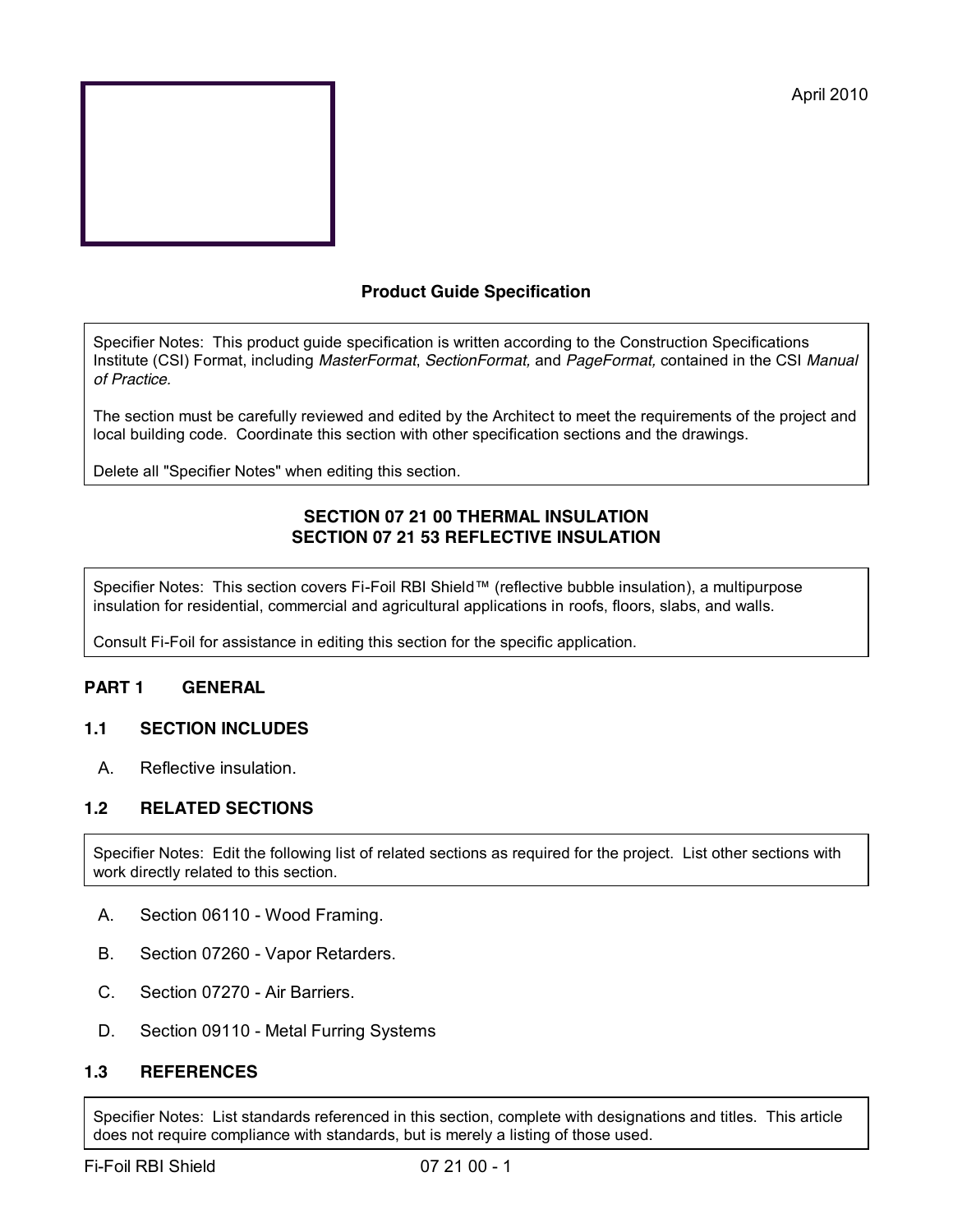April 2010

## Product Guide Specification

Specifier Notes: This product guide specification is written according to the Construction Specifications Institute (CSI) Format, including *MasterFormat*, *SectionFormat,* and *PageFormat,* contained in the CSI *Manual of Practice.*

The section must be carefully reviewed and edited by the Architect to meet the requirements of the project and local building code. Coordinate this section with other specification sections and the drawings.

Delete all "Specifier Notes" when editing this section.

## SECTION 07 21 00 THERMAL INSULATION
## SECTION 07 21 53 REFLECTIVE INSULATION

Specifier Notes: This section covers Fi-Foil RBI Shield™ (reflective bubble insulation), a multipurpose insulation for residential, commercial and agricultural applications in roofs, floors, slabs, and walls.

Consult Fi-Foil for assistance in editing this section for the specific application.

### PART 1 GENERAL

#### 1.1 SECTION INCLUDES

A. Reflective insulation.

#### 1.2 RELATED SECTIONS

Specifier Notes: Edit the following list of related sections as required for the project. List other sections with work directly related to this section.

A. Section 06110 - Wood Framing.

B. Section 07260 - Vapor Retarders.

C. Section 07270 - Air Barriers.

D. Section 09110 - Metal Furring Systems

#### 1.3 REFERENCES

Specifier Notes: List standards referenced in this section, complete with designations and titles. This article does not require compliance with standards, but is merely a listing of those used.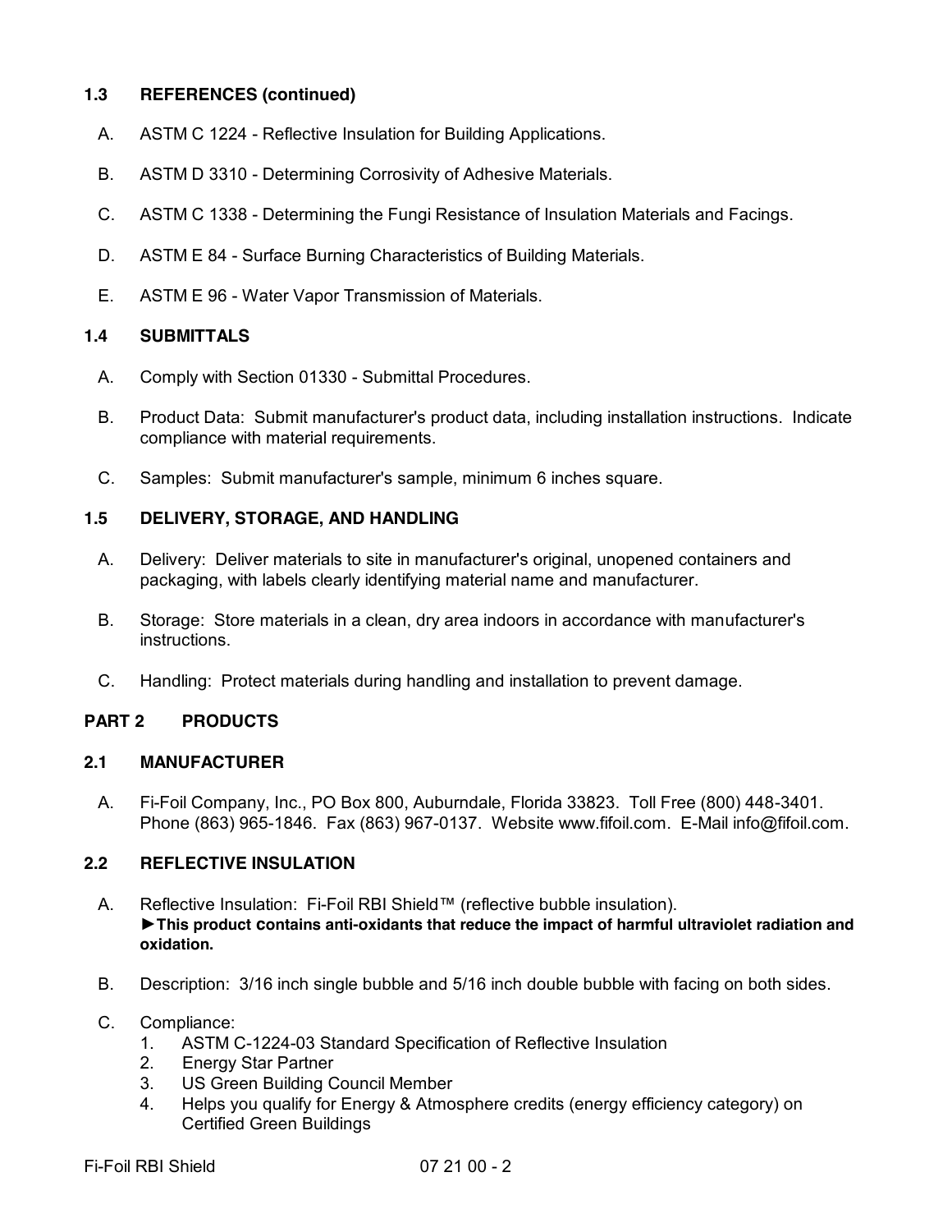### 1.3 REFERENCES (continued)

A. ASTM C 1224 - Reflective Insulation for Building Applications.

B. ASTM D 3310 - Determining Corrosivity of Adhesive Materials.

C. ASTM C 1338 - Determining the Fungi Resistance of Insulation Materials and Facings.

D. ASTM E 84 - Surface Burning Characteristics of Building Materials.

E. ASTM E 96 - Water Vapor Transmission of Materials.

### 1.4 SUBMITTALS

A. Comply with Section 01330 - Submittal Procedures.

B. Product Data: Submit manufacturer's product data, including installation instructions. Indicate compliance with material requirements.

C. Samples: Submit manufacturer's sample, minimum 6 inches square.

### 1.5 DELIVERY, STORAGE, AND HANDLING

A. Delivery: Deliver materials to site in manufacturer's original, unopened containers and packaging, with labels clearly identifying material name and manufacturer.

B. Storage: Store materials in a clean, dry area indoors in accordance with manufacturer's instructions.

C. Handling: Protect materials during handling and installation to prevent damage.

## PART 2 PRODUCTS

### 2.1 MANUFACTURER

A. Fi-Foil Company, Inc., PO Box 800, Auburndale, Florida 33823. Toll Free (800) 448-3401. Phone (863) 965-1846. Fax (863) 967-0137. Website www.fifoil.com. E-Mail info@fifoil.com.

### 2.2 REFLECTIVE INSULATION

A. Reflective Insulation: Fi-Foil RBI Shield™ (reflective bubble insulation).
**►This product contains anti-oxidants that reduce the impact of harmful ultraviolet radiation and oxidation.**

B. Description: 3/16 inch single bubble and 5/16 inch double bubble with facing on both sides.

C. Compliance:
1. ASTM C-1224-03 Standard Specification of Reflective Insulation
2. Energy Star Partner
3. US Green Building Council Member
4. Helps you qualify for Energy & Atmosphere credits (energy efficiency category) on Certified Green Buildings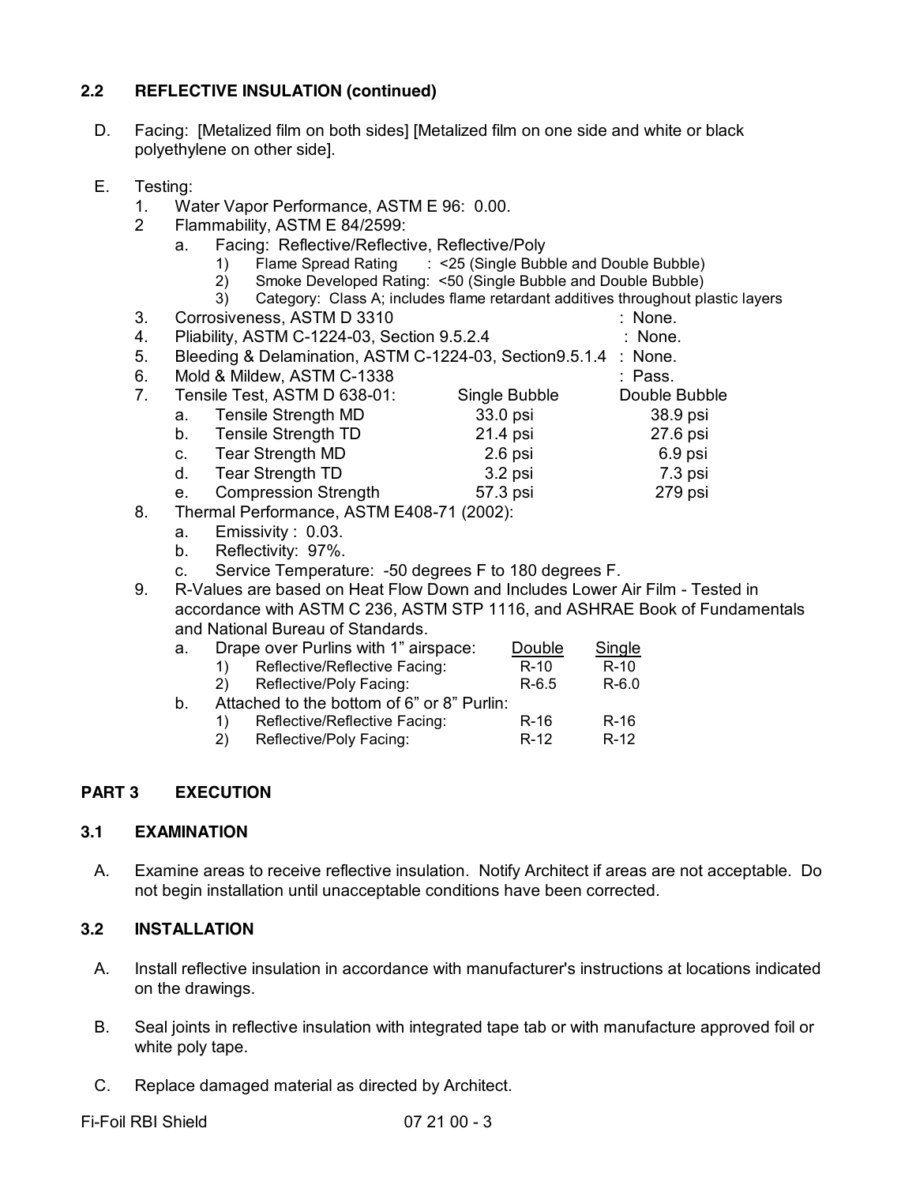### 2.2 REFLECTIVE INSULATION (continued)

D. Facing: [Metalized film on both sides] [Metalized film on one side and white or black polyethylene on other side].

E. Testing:
1. Water Vapor Performance, ASTM E 96: 0.00.
2. Flammability, ASTM E 84/2599:
   a. Facing: Reflective/Reflective, Reflective/Poly
      1) Flame Spread Rating : <25 (Single Bubble and Double Bubble)
      2) Smoke Developed Rating: <50 (Single Bubble and Double Bubble)
      3) Category: Class A; includes flame retardant additives throughout plastic layers
3. Corrosiveness, ASTM D 3310 : None.
4. Pliability, ASTM C-1224-03, Section 9.5.2.4 : None.
5. Bleeding & Delamination, ASTM C-1224-03, Section9.5.1.4 : None.
6. Mold & Mildew, ASTM C-1338 : Pass.
7. Tensile Test, ASTM D 638-01:

| | Single Bubble | Double Bubble |
|---|---|---|
| a. Tensile Strength MD | 33.0 psi | 38.9 psi |
| b. Tensile Strength TD | 21.4 psi | 27.6 psi |
| c. Tear Strength MD | 2.6 psi | 6.9 psi |
| d. Tear Strength TD | 3.2 psi | 7.3 psi |
| e. Compression Strength | 57.3 psi | 279 psi |

8. Thermal Performance, ASTM E408-71 (2002):
   a. Emissivity : 0.03.
   b. Reflectivity: 97%.
   c. Service Temperature: -50 degrees F to 180 degrees F.
9. R-Values are based on Heat Flow Down and Includes Lower Air Film - Tested in accordance with ASTM C 236, ASTM STP 1116, and ASHRAE Book of Fundamentals and National Bureau of Standards.

| | Double | Single |
|---|---|---|
| a. Drape over Purlins with 1" airspace: | | |
| 1) Reflective/Reflective Facing: | R-10 | R-10 |
| 2) Reflective/Poly Facing: | R-6.5 | R-6.0 |
| b. Attached to the bottom of 6" or 8" Purlin: | | |
| 1) Reflective/Reflective Facing: | R-16 | R-16 |
| 2) Reflective/Poly Facing: | R-12 | R-12 |

## PART 3 EXECUTION

### 3.1 EXAMINATION

A. Examine areas to receive reflective insulation. Notify Architect if areas are not acceptable. Do not begin installation until unacceptable conditions have been corrected.

### 3.2 INSTALLATION

A. Install reflective insulation in accordance with manufacturer's instructions at locations indicated on the drawings.

B. Seal joints in reflective insulation with integrated tape tab or with manufacture approved foil or white poly tape.

C. Replace damaged material as directed by Architect.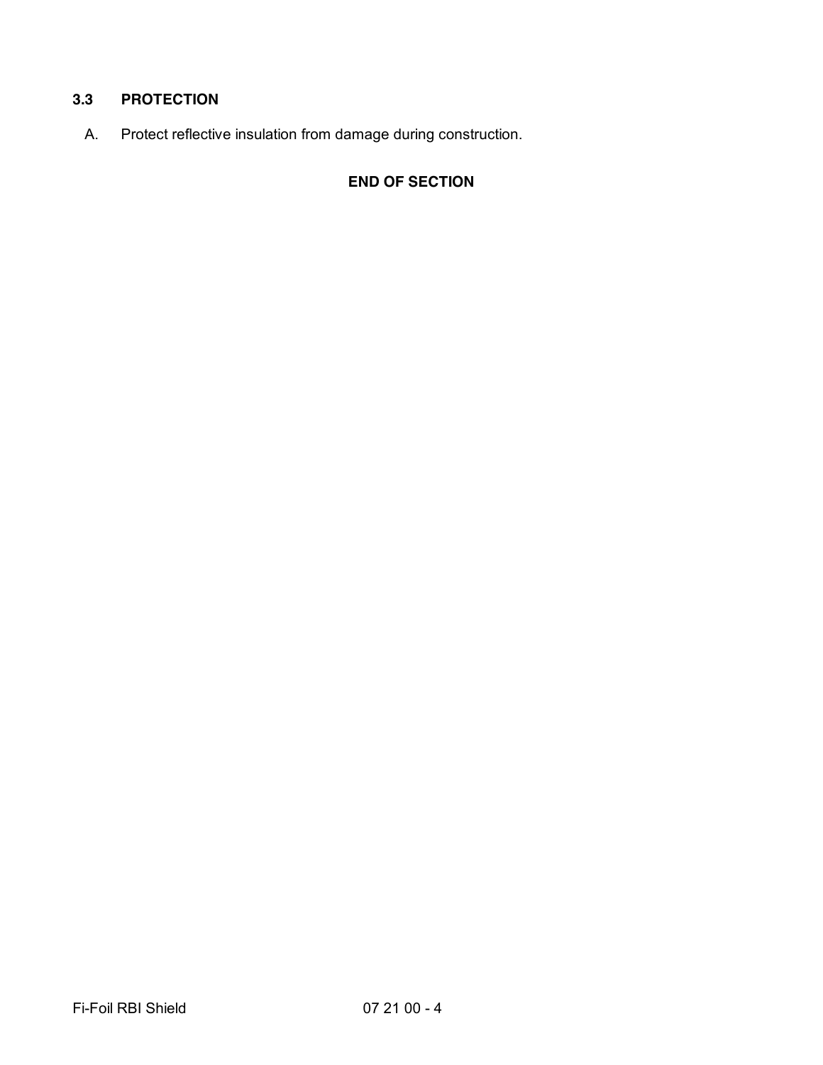### 3.3 PROTECTION

A. Protect reflective insulation from damage during construction.

**END OF SECTION**